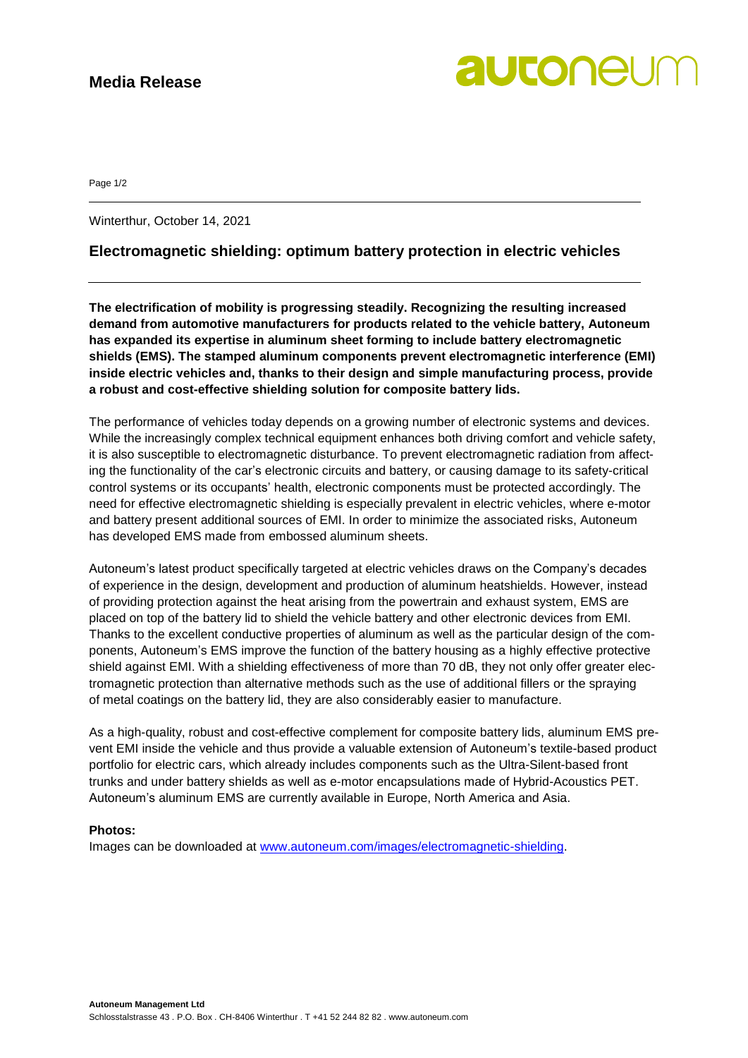**Media Release**

Winterthur, October 14, 2021

## Electromagnetic shielding: optimum battery protection in electric vehicles

**The electrification of mobility is progressing steadily. Recognizing the resulting increased demand from automotive manufacturers for products related to the vehicle battery, Autoneum has expanded its expertise in aluminum sheet forming to include battery electromagnetic shields (EMS). The stamped aluminum components prevent electromagnetic interference (EMI) inside electric vehicles and, thanks to their design and simple manufacturing process, provide a robust and cost-effective shielding solution for composite battery lids.**

The performance of vehicles today depends on a growing number of electronic systems and devices. While the increasingly complex technical equipment enhances both driving comfort and vehicle safety, it is also susceptible to electromagnetic disturbance. To prevent electromagnetic radiation from affecting the functionality of the car's electronic circuits and battery, or causing damage to its safety-critical control systems or its occupants' health, electronic components must be protected accordingly. The need for effective electromagnetic shielding is especially prevalent in electric vehicles, where e-motor and battery present additional sources of EMI. In order to minimize the associated risks, Autoneum has developed EMS made from embossed aluminum sheets.

Autoneum's latest product specifically targeted at electric vehicles draws on the Company's decades of experience in the design, development and production of aluminum heatshields. However, instead of providing protection against the heat arising from the powertrain and exhaust system, EMS are placed on top of the battery lid to shield the vehicle battery and other electronic devices from EMI. Thanks to the excellent conductive properties of aluminum as well as the particular design of the components, Autoneum's EMS improve the function of the battery housing as a highly effective protective shield against EMI. With a shielding effectiveness of more than 70 dB, they not only offer greater electromagnetic protection than alternative methods such as the use of additional fillers or the spraying of metal coatings on the battery lid, they are also considerably easier to manufacture.

As a high-quality, robust and cost-effective complement for composite battery lids, aluminum EMS prevent EMI inside the vehicle and thus provide a valuable extension of Autoneum's textile-based product portfolio for electric cars, which already includes components such as the Ultra-Silent-based front trunks and under battery shields as well as e-motor encapsulations made of Hybrid-Acoustics PET. Autoneum's aluminum EMS are currently available in Europe, North America and Asia.

**Photos:**

Images can be downloaded at www.autoneum.com/images/electromagnetic-shielding.

**Autoneum Management Ltd**
Schlosstalstrasse 43 . P.O. Box . CH-8406 Winterthur . T +41 52 244 82 82 . www.autoneum.com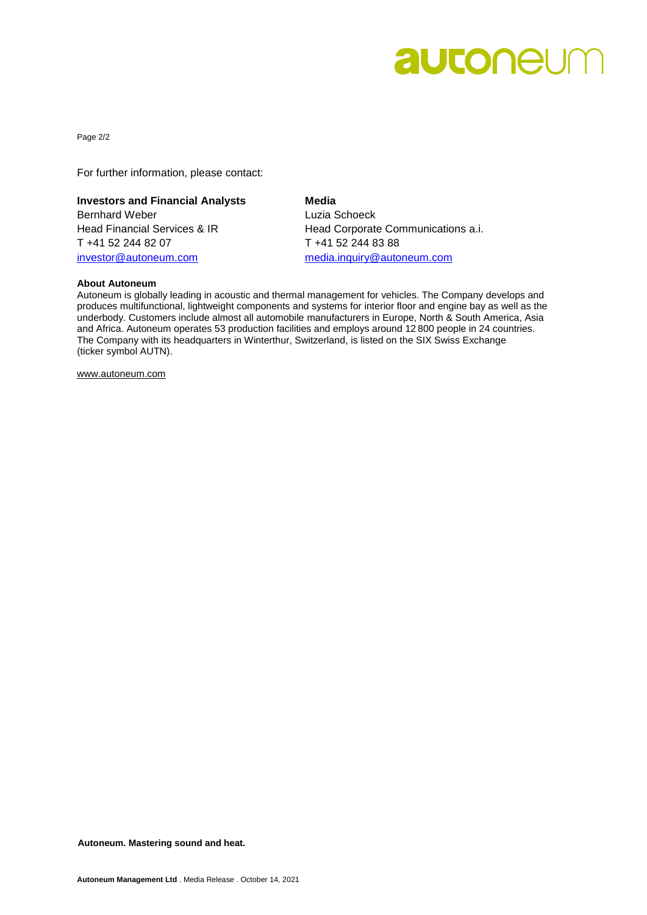For further information, please contact:

**Investors and Financial Analysts**
Bernhard Weber
Head Financial Services & IR
T +41 52 244 82 07
investor@autoneum.com

**Media**
Luzia Schoeck
Head Corporate Communications a.i.
T +41 52 244 83 88
media.inquiry@autoneum.com

**About Autoneum**

Autoneum is globally leading in acoustic and thermal management for vehicles. The Company develops and produces multifunctional, lightweight components and systems for interior floor and engine bay as well as the underbody. Customers include almost all automobile manufacturers in Europe, North & South America, Asia and Africa. Autoneum operates 53 production facilities and employs around 12 800 people in 24 countries. The Company with its headquarters in Winterthur, Switzerland, is listed on the SIX Swiss Exchange (ticker symbol AUTN).

www.autoneum.com

**Autoneum. Mastering sound and heat.**

**Autoneum Management Ltd** . Media Release . October 14, 2021